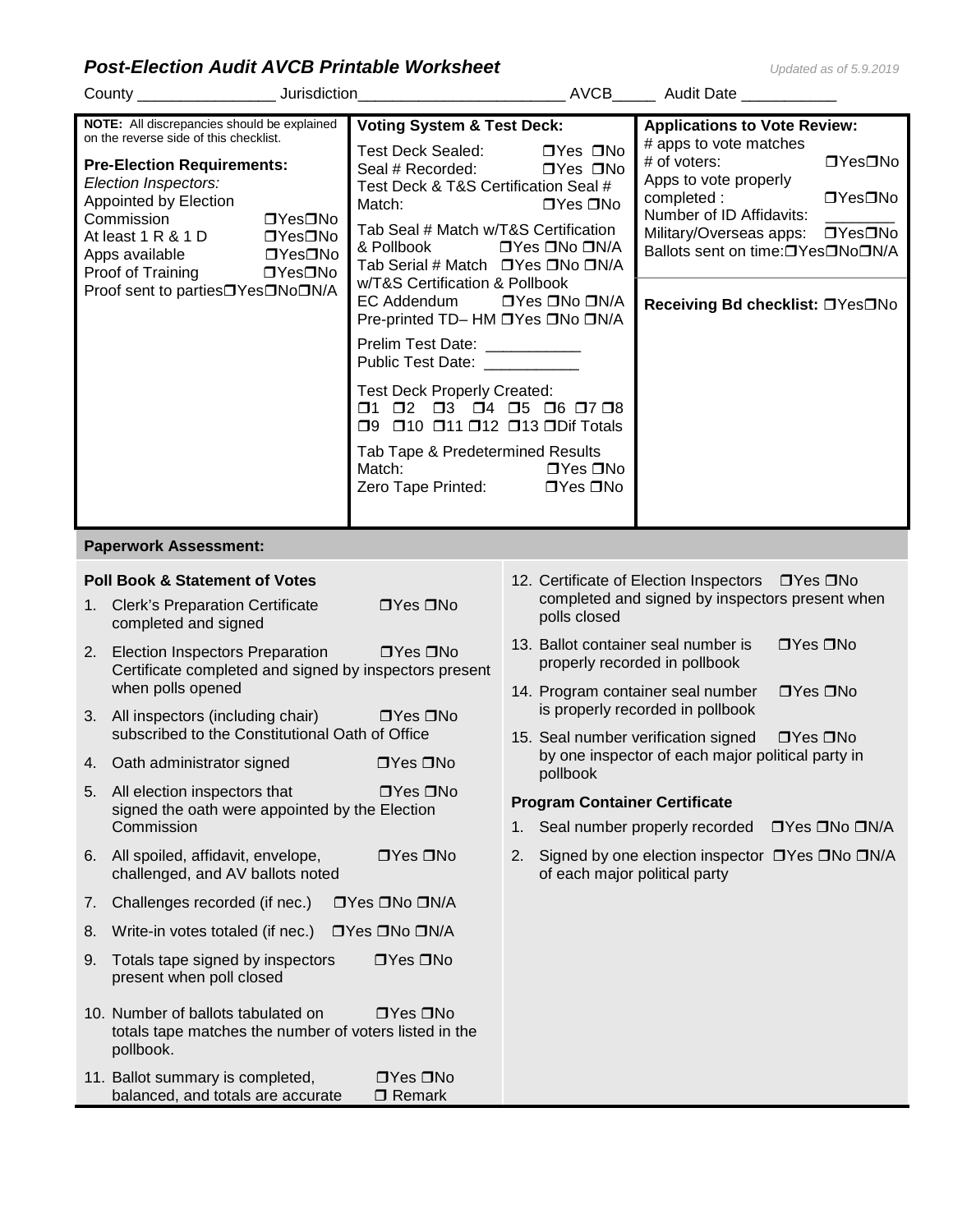# *Post-Election Audit AVCB Printable Worksheet*

*Updated as of 5.9.2019*

County ________________ Jurisdiction________________________ AVCB_____ Audit Date ___________

**NOTE:** All discrepancies should be explained on the reverse side of this checklist.

**Pre-Election Requirements:**

*Election Inspectors:*

- Appointed by Election Commission ❒Yes❒No
- At least 1 R & 1 D ❒Yes❒No
- Apps available ❒Yes❒No
- Proof of Training ❒Yes❒No
- Proof sent to parties❒Yes❒No❒N/A

**Voting System & Test Deck:**

- Test Deck Sealed: ❒Yes ❒No
- Seal # Recorded: ❒Yes ❒No
- Test Deck & T&S Certification Seal # Match: ❒Yes ❒No
- Tab Seal # Match w/T&S Certification & Pollbook ❒Yes ❒No ❒N/A
- Tab Serial # Match w/T&S Certification & Pollbook ❒Yes ❒No ❒N/A
- EC Addendum ❒Yes ❒No ❒N/A
- Pre-printed TD– HM ❒Yes ❒No ❒N/A

Prelim Test Date: ___________
Public Test Date: ___________

Test Deck Properly Created:
❒1 ❒2 ❒3 ❒4 ❒5 ❒6 ❒7 ❒8 ❒9 ❒10 ❒11 ❒12 ❒13 ❒Dif Totals

- Tab Tape & Predetermined Results Match: ❒Yes ❒No
- Zero Tape Printed: ❒Yes ❒No

**Applications to Vote Review:**

- # apps to vote matches # of voters: ❒Yes❒No
- Apps to vote properly completed : ❒Yes❒No
- Number of ID Affidavits: ________
- Military/Overseas apps: ❒Yes❒No
- Ballots sent on time:❒Yes❒No❒N/A

**Receiving Bd checklist:** ❒Yes❒No

## Paperwork Assessment:

### Poll Book & Statement of Votes

1. Clerk's Preparation Certificate completed and signed ❒Yes ❒No
2. Election Inspectors Preparation Certificate completed and signed by inspectors present when polls opened ❒Yes ❒No
3. All inspectors (including chair) subscribed to the Constitutional Oath of Office ❒Yes ❒No
4. Oath administrator signed ❒Yes ❒No
5. All election inspectors that signed the oath were appointed by the Election Commission ❒Yes ❒No
6. All spoiled, affidavit, envelope, challenged, and AV ballots noted ❒Yes ❒No
7. Challenges recorded (if nec.) ❒Yes ❒No ❒N/A
8. Write-in votes totaled (if nec.) ❒Yes ❒No ❒N/A
9. Totals tape signed by inspectors present when poll closed ❒Yes ❒No
10. Number of ballots tabulated on totals tape matches the number of voters listed in the pollbook. ❒Yes ❒No
11. Ballot summary is completed, balanced, and totals are accurate ❒Yes ❒No ❒ Remark
12. Certificate of Election Inspectors completed and signed by inspectors present when polls closed ❒Yes ❒No
13. Ballot container seal number is properly recorded in pollbook ❒Yes ❒No
14. Program container seal number is properly recorded in pollbook ❒Yes ❒No
15. Seal number verification signed by one inspector of each major political party in pollbook ❒Yes ❒No

### Program Container Certificate

1. Seal number properly recorded ❒Yes ❒No ❒N/A
2. Signed by one election inspector of each major political party ❒Yes ❒No ❒N/A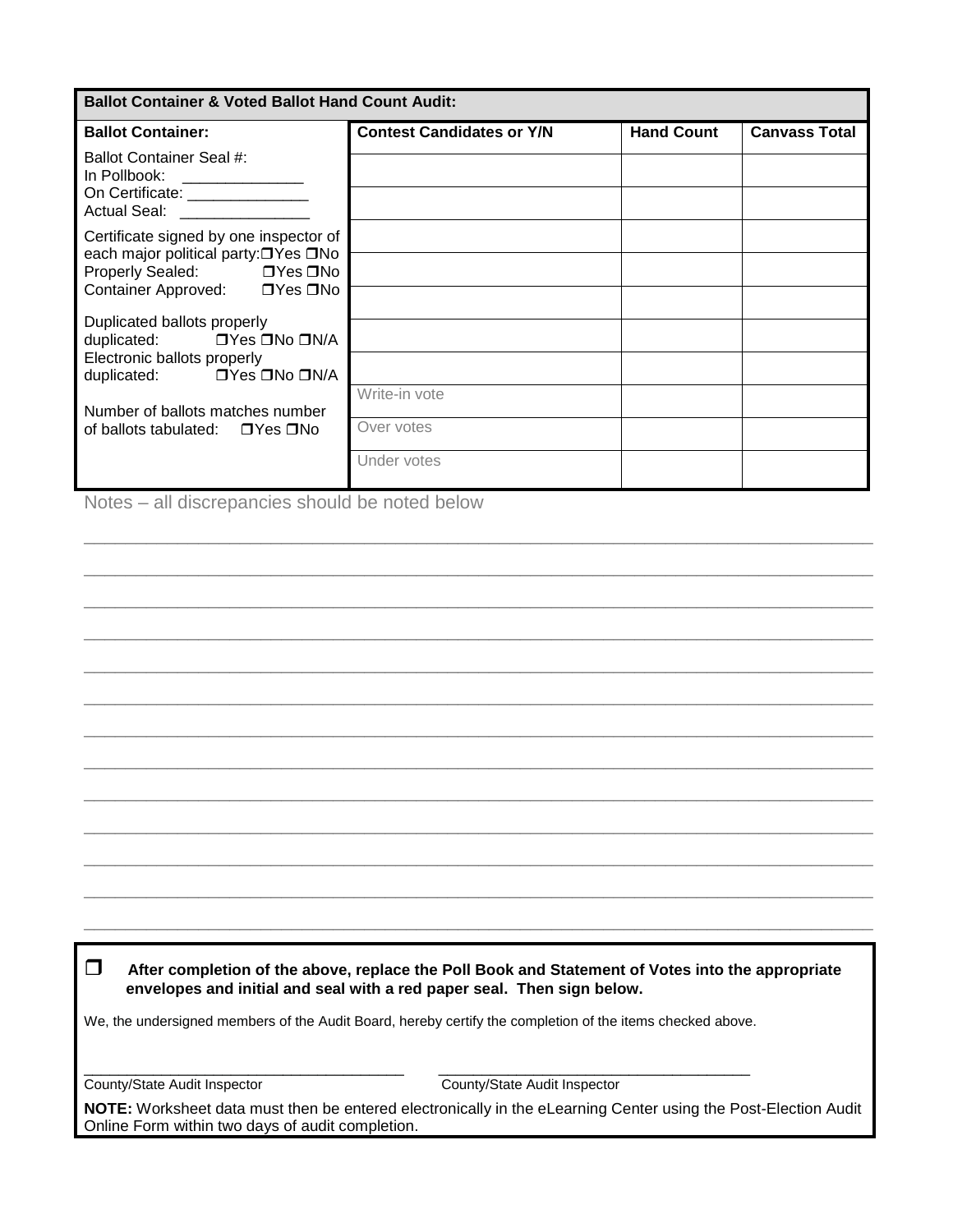| Ballot Container & Voted Ballot Hand Count Audit: | | | |
|---|---|---|---|
| **Ballot Container:** | **Contest Candidates or Y/N** | **Hand Count** | **Canvass Total** |
| Ballot Container Seal #:<br>In Pollbook: \_\_\_\_\_\_\_\_\_\_\_\_\_\_<br>On Certificate: \_\_\_\_\_\_\_\_\_\_\_\_\_\_<br>Actual Seal: \_\_\_\_\_\_\_\_\_\_\_\_\_\_ | | | |
| | | | |
| Certificate signed by one inspector of each major political party: ❒Yes ❒No<br>Properly Sealed: ❒Yes ❒No<br>Container Approved: ❒Yes ❒No | | | |
| | | | |
| | | | |
| Duplicated ballots properly duplicated: ❒Yes ❒No ❒N/A<br>Electronic ballots properly duplicated: ❒Yes ❒No ❒N/A | | | |
| | | | |
| Number of ballots matches number of ballots tabulated: ❒Yes ❒No | Write-in vote | | |
| | Over votes | | |
| | Under votes | | |

Notes – all discrepancies should be noted below

\_\_\_\_\_\_\_\_\_\_\_\_\_\_\_\_\_\_\_\_\_\_\_\_\_\_\_\_\_\_\_\_\_\_\_\_\_\_\_\_\_\_\_\_\_\_\_\_\_\_\_\_\_\_\_\_\_\_\_\_\_\_\_\_\_\_\_\_\_\_\_\_\_\_\_\_\_\_

\_\_\_\_\_\_\_\_\_\_\_\_\_\_\_\_\_\_\_\_\_\_\_\_\_\_\_\_\_\_\_\_\_\_\_\_\_\_\_\_\_\_\_\_\_\_\_\_\_\_\_\_\_\_\_\_\_\_\_\_\_\_\_\_\_\_\_\_\_\_\_\_\_\_\_\_\_\_

\_\_\_\_\_\_\_\_\_\_\_\_\_\_\_\_\_\_\_\_\_\_\_\_\_\_\_\_\_\_\_\_\_\_\_\_\_\_\_\_\_\_\_\_\_\_\_\_\_\_\_\_\_\_\_\_\_\_\_\_\_\_\_\_\_\_\_\_\_\_\_\_\_\_\_\_\_\_

\_\_\_\_\_\_\_\_\_\_\_\_\_\_\_\_\_\_\_\_\_\_\_\_\_\_\_\_\_\_\_\_\_\_\_\_\_\_\_\_\_\_\_\_\_\_\_\_\_\_\_\_\_\_\_\_\_\_\_\_\_\_\_\_\_\_\_\_\_\_\_\_\_\_\_\_\_\_

\_\_\_\_\_\_\_\_\_\_\_\_\_\_\_\_\_\_\_\_\_\_\_\_\_\_\_\_\_\_\_\_\_\_\_\_\_\_\_\_\_\_\_\_\_\_\_\_\_\_\_\_\_\_\_\_\_\_\_\_\_\_\_\_\_\_\_\_\_\_\_\_\_\_\_\_\_\_

\_\_\_\_\_\_\_\_\_\_\_\_\_\_\_\_\_\_\_\_\_\_\_\_\_\_\_\_\_\_\_\_\_\_\_\_\_\_\_\_\_\_\_\_\_\_\_\_\_\_\_\_\_\_\_\_\_\_\_\_\_\_\_\_\_\_\_\_\_\_\_\_\_\_\_\_\_\_

\_\_\_\_\_\_\_\_\_\_\_\_\_\_\_\_\_\_\_\_\_\_\_\_\_\_\_\_\_\_\_\_\_\_\_\_\_\_\_\_\_\_\_\_\_\_\_\_\_\_\_\_\_\_\_\_\_\_\_\_\_\_\_\_\_\_\_\_\_\_\_\_\_\_\_\_\_\_

\_\_\_\_\_\_\_\_\_\_\_\_\_\_\_\_\_\_\_\_\_\_\_\_\_\_\_\_\_\_\_\_\_\_\_\_\_\_\_\_\_\_\_\_\_\_\_\_\_\_\_\_\_\_\_\_\_\_\_\_\_\_\_\_\_\_\_\_\_\_\_\_\_\_\_\_\_\_

\_\_\_\_\_\_\_\_\_\_\_\_\_\_\_\_\_\_\_\_\_\_\_\_\_\_\_\_\_\_\_\_\_\_\_\_\_\_\_\_\_\_\_\_\_\_\_\_\_\_\_\_\_\_\_\_\_\_\_\_\_\_\_\_\_\_\_\_\_\_\_\_\_\_\_\_\_\_

\_\_\_\_\_\_\_\_\_\_\_\_\_\_\_\_\_\_\_\_\_\_\_\_\_\_\_\_\_\_\_\_\_\_\_\_\_\_\_\_\_\_\_\_\_\_\_\_\_\_\_\_\_\_\_\_\_\_\_\_\_\_\_\_\_\_\_\_\_\_\_\_\_\_\_\_\_\_

\_\_\_\_\_\_\_\_\_\_\_\_\_\_\_\_\_\_\_\_\_\_\_\_\_\_\_\_\_\_\_\_\_\_\_\_\_\_\_\_\_\_\_\_\_\_\_\_\_\_\_\_\_\_\_\_\_\_\_\_\_\_\_\_\_\_\_\_\_\_\_\_\_\_\_\_\_\_

\_\_\_\_\_\_\_\_\_\_\_\_\_\_\_\_\_\_\_\_\_\_\_\_\_\_\_\_\_\_\_\_\_\_\_\_\_\_\_\_\_\_\_\_\_\_\_\_\_\_\_\_\_\_\_\_\_\_\_\_\_\_\_\_\_\_\_\_\_\_\_\_\_\_\_\_\_\_

\_\_\_\_\_\_\_\_\_\_\_\_\_\_\_\_\_\_\_\_\_\_\_\_\_\_\_\_\_\_\_\_\_\_\_\_\_\_\_\_\_\_\_\_\_\_\_\_\_\_\_\_\_\_\_\_\_\_\_\_\_\_\_\_\_\_\_\_\_\_\_\_\_\_\_\_\_\_

❒ **After completion of the above, replace the Poll Book and Statement of Votes into the appropriate envelopes and initial and seal with a red paper seal. Then sign below.**

We, the undersigned members of the Audit Board, hereby certify the completion of the items checked above.

\_\_\_\_\_\_\_\_\_\_\_\_\_\_\_\_\_\_\_\_\_\_\_\_\_\_\_\_\_\_\_\_\_\_\_\_ \_\_\_\_\_\_\_\_\_\_\_\_\_\_\_\_\_\_\_\_\_\_\_\_\_\_\_\_\_\_\_\_\_\_\_\_

County/State Audit Inspector County/State Audit Inspector

**NOTE:** Worksheet data must then be entered electronically in the eLearning Center using the Post-Election Audit Online Form within two days of audit completion.